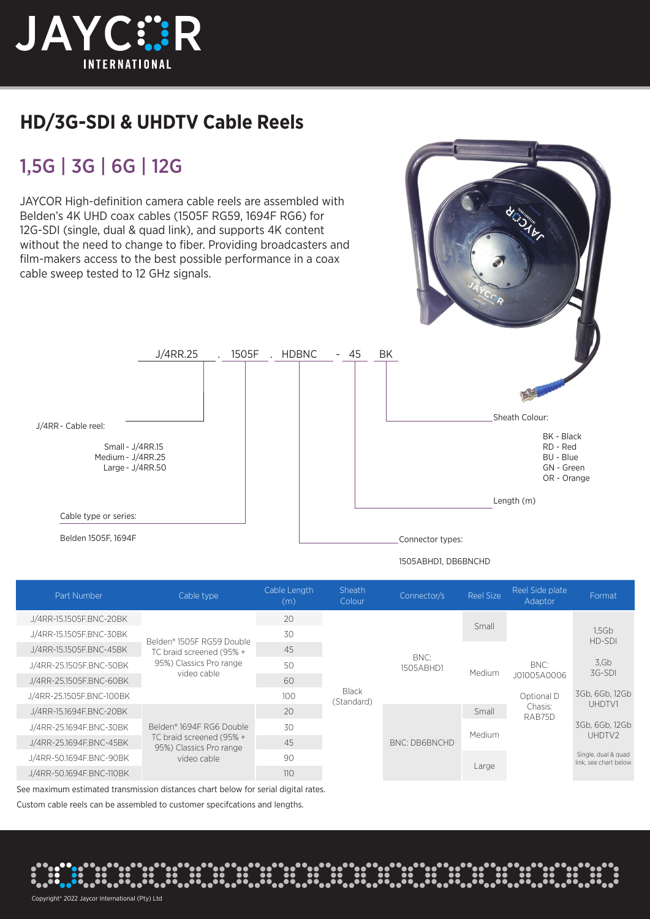# HD/3G-SDI & UHDTV Cable Reels

## 1,5G | 3G | 6G | 12G

JAYCOR High-definition camera cable reels are assembled with Belden's 4K UHD coax cables (1505F RG59, 1694F RG6) for 12G-SDI (single, dual & quad link), and supports 4K content without the need to change to fiber. Providing broadcasters and film-makers access to the best possible performance in a coax cable sweep tested to 12 GHz signals.

J/4RR.25 . 1505F . HDBNC - 45 BK

J/4RR - Cable reel:

- Small - J/4RR.15
- Medium - J/4RR.25
- Large - J/4RR.50

Cable type or series:

Belden 1505F, 1694F

Connector types:

1505ABHD1, DB6BNCHD

Length (m)

Sheath Colour:

- BK - Black
- RD - Red
- BU - Blue
- GN - Green
- OR - Orange

| Part Number | Cable type | Cable Length (m) | Sheath Colour | Connector/s | Reel Size | Reel Side plate Adaptor | Format |
|---|---|---|---|---|---|---|---|
| J/4RR-15.1505F.BNC-20BK | Belden® 1505F RG59 Double TC braid screened (95% + 95%) Classics Pro range video cable | 20 | Black (Standard) | BNC: 1505ABHD1 | Small | BNC: J01005A0006<br>Optional D Chasis: RAB75D | 1,5Gb HD-SDI |
| J/4RR-15.1505F.BNC-30BK | | 30 | | | | | |
| J/4RR-15.1505F.BNC-45BK | | 45 | | | | | 3,Gb 3G-SDI |
| J/4RR-25.1505F.BNC-50BK | | 50 | | | Medium | | |
| J/4RR-25.1505F.BNC-60BK | | 60 | | | | | |
| J/4RR-25.1505F.BNC-100BK | | 100 | | | | | 3Gb, 6Gb, 12Gb UHDTV1 |
| J/4RR-15.1694F.BNC-20BK | Belden® 1694F RG6 Double TC braid screened (95% + 95%) Classics Pro range video cable | 20 | | BNC: DB6BNCHD | Small | | |
| J/4RR-25.1694F.BNC-30BK | | 30 | | | Medium | | 3Gb, 6Gb, 12Gb UHDTV2 |
| J/4RR-25.1694F.BNC-45BK | | 45 | | | | | |
| J/4RR-50.1694F.BNC-90BK | | 90 | | | Large | | Single, dual & quad link, see chart below |
| J/4RR-50.1694F.BNC-110BK | | 110 | | | | | |

See maximum estimated transmission distances chart below for serial digital rates.

Custom cable reels can be assembled to customer specifcations and lengths.

Copyright® 2022 Jaycor International (Pty) Ltd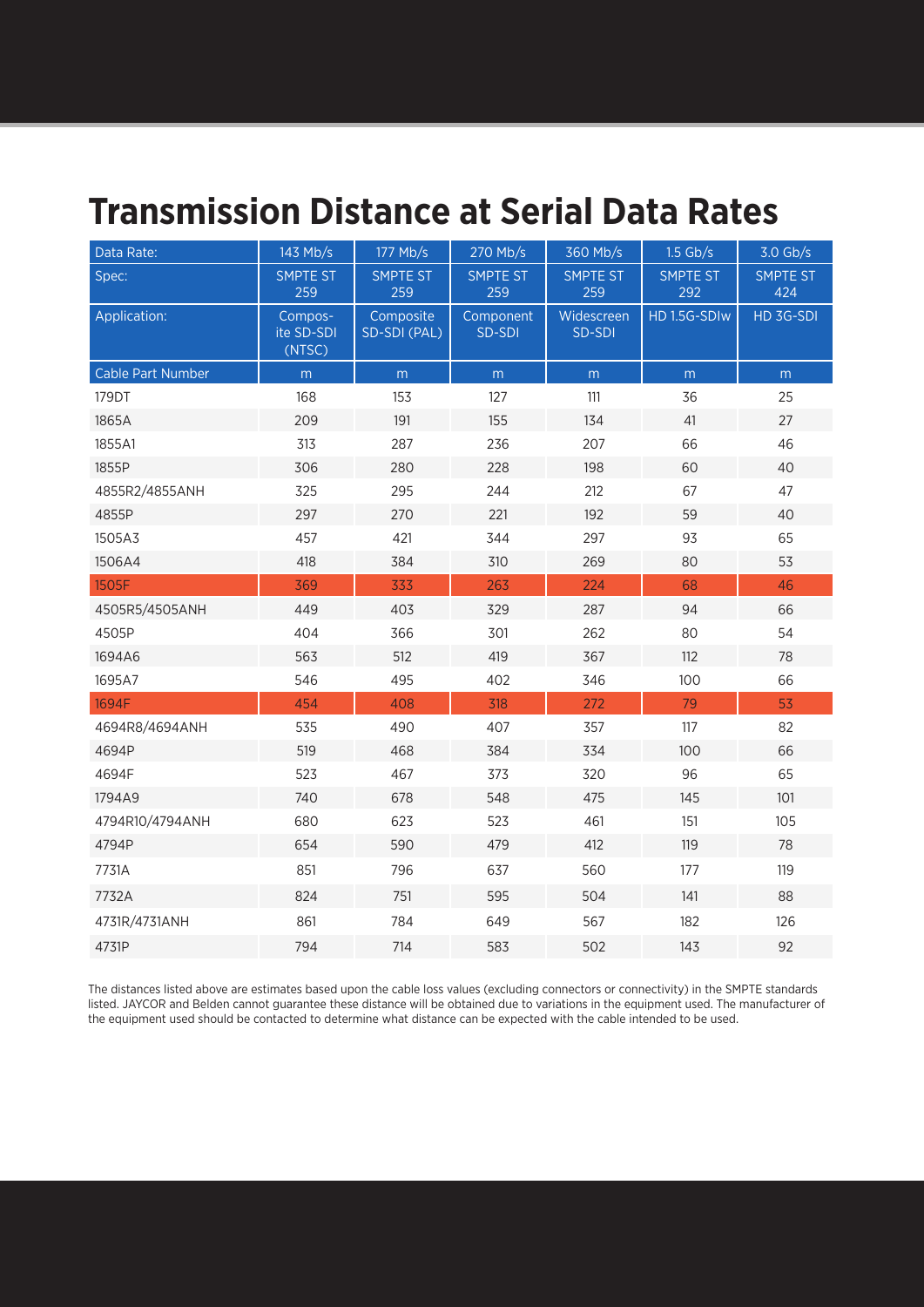# Transmission Distance at Serial Data Rates

| Data Rate: | 143 Mb/s | 177 Mb/s | 270 Mb/s | 360 Mb/s | 1.5 Gb/s | 3.0 Gb/s |
|---|---|---|---|---|---|---|
| Spec: | SMPTE ST 259 | SMPTE ST 259 | SMPTE ST 259 | SMPTE ST 259 | SMPTE ST 292 | SMPTE ST 424 |
| Application: | Composite SD-SDI (NTSC) | Composite SD-SDI (PAL) | Component SD-SDI | Widescreen SD-SDI | HD 1.5G-SDIw | HD 3G-SDI |
| Cable Part Number | m | m | m | m | m | m |
| 179DT | 168 | 153 | 127 | 111 | 36 | 25 |
| 1865A | 209 | 191 | 155 | 134 | 41 | 27 |
| 1855A1 | 313 | 287 | 236 | 207 | 66 | 46 |
| 1855P | 306 | 280 | 228 | 198 | 60 | 40 |
| 4855R2/4855ANH | 325 | 295 | 244 | 212 | 67 | 47 |
| 4855P | 297 | 270 | 221 | 192 | 59 | 40 |
| 1505A3 | 457 | 421 | 344 | 297 | 93 | 65 |
| 1506A4 | 418 | 384 | 310 | 269 | 80 | 53 |
| 1505F | 369 | 333 | 263 | 224 | 68 | 46 |
| 4505R5/4505ANH | 449 | 403 | 329 | 287 | 94 | 66 |
| 4505P | 404 | 366 | 301 | 262 | 80 | 54 |
| 1694A6 | 563 | 512 | 419 | 367 | 112 | 78 |
| 1695A7 | 546 | 495 | 402 | 346 | 100 | 66 |
| 1694F | 454 | 408 | 318 | 272 | 79 | 53 |
| 4694R8/4694ANH | 535 | 490 | 407 | 357 | 117 | 82 |
| 4694P | 519 | 468 | 384 | 334 | 100 | 66 |
| 4694F | 523 | 467 | 373 | 320 | 96 | 65 |
| 1794A9 | 740 | 678 | 548 | 475 | 145 | 101 |
| 4794R10/4794ANH | 680 | 623 | 523 | 461 | 151 | 105 |
| 4794P | 654 | 590 | 479 | 412 | 119 | 78 |
| 7731A | 851 | 796 | 637 | 560 | 177 | 119 |
| 7732A | 824 | 751 | 595 | 504 | 141 | 88 |
| 4731R/4731ANH | 861 | 784 | 649 | 567 | 182 | 126 |
| 4731P | 794 | 714 | 583 | 502 | 143 | 92 |

The distances listed above are estimates based upon the cable loss values (excluding connectors or connectivity) in the SMPTE standards listed. JAYCOR and Belden cannot guarantee these distance will be obtained due to variations in the equipment used. The manufacturer of the equipment used should be contacted to determine what distance can be expected with the cable intended to be used.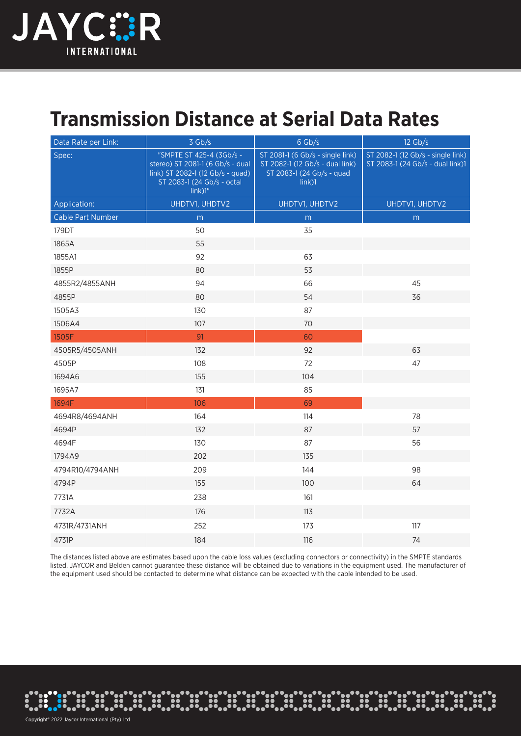# Transmission Distance at Serial Data Rates

| Data Rate per Link: | 3 Gb/s | 6 Gb/s | 12 Gb/s |
|---|---|---|---|
| Spec: | "SMPTE ST 425-4 (3Gb/s - stereo) ST 2081-1 (6 Gb/s - dual link) ST 2082-1 (12 Gb/s - quad) ST 2083-1 (24 Gb/s - octal link)1" | ST 2081-1 (6 Gb/s - single link) ST 2082-1 (12 Gb/s - dual link) ST 2083-1 (24 Gb/s - quad link)1 | ST 2082-1 (12 Gb/s - single link) ST 2083-1 (24 Gb/s - dual link)1 |
| Application: | UHDTV1, UHDTV2 | UHDTV1, UHDTV2 | UHDTV1, UHDTV2 |
| Cable Part Number | m | m | m |
| 179DT | 50 | 35 | |
| 1865A | 55 | | |
| 1855A1 | 92 | 63 | |
| 1855P | 80 | 53 | |
| 4855R2/4855ANH | 94 | 66 | 45 |
| 4855P | 80 | 54 | 36 |
| 1505A3 | 130 | 87 | |
| 1506A4 | 107 | 70 | |
| 1505F | 91 | 60 | |
| 4505R5/4505ANH | 132 | 92 | 63 |
| 4505P | 108 | 72 | 47 |
| 1694A6 | 155 | 104 | |
| 1695A7 | 131 | 85 | |
| 1694F | 106 | 69 | |
| 4694R8/4694ANH | 164 | 114 | 78 |
| 4694P | 132 | 87 | 57 |
| 4694F | 130 | 87 | 56 |
| 1794A9 | 202 | 135 | |
| 4794R10/4794ANH | 209 | 144 | 98 |
| 4794P | 155 | 100 | 64 |
| 7731A | 238 | 161 | |
| 7732A | 176 | 113 | |
| 4731R/4731ANH | 252 | 173 | 117 |
| 4731P | 184 | 116 | 74 |

The distances listed above are estimates based upon the cable loss values (excluding connectors or connectivity) in the SMPTE standards listed. JAYCOR and Belden cannot guarantee these distance will be obtained due to variations in the equipment used. The manufacturer of the equipment used should be contacted to determine what distance can be expected with the cable intended to be used.

Copyright® 2022 Jaycor International (Pty) Ltd